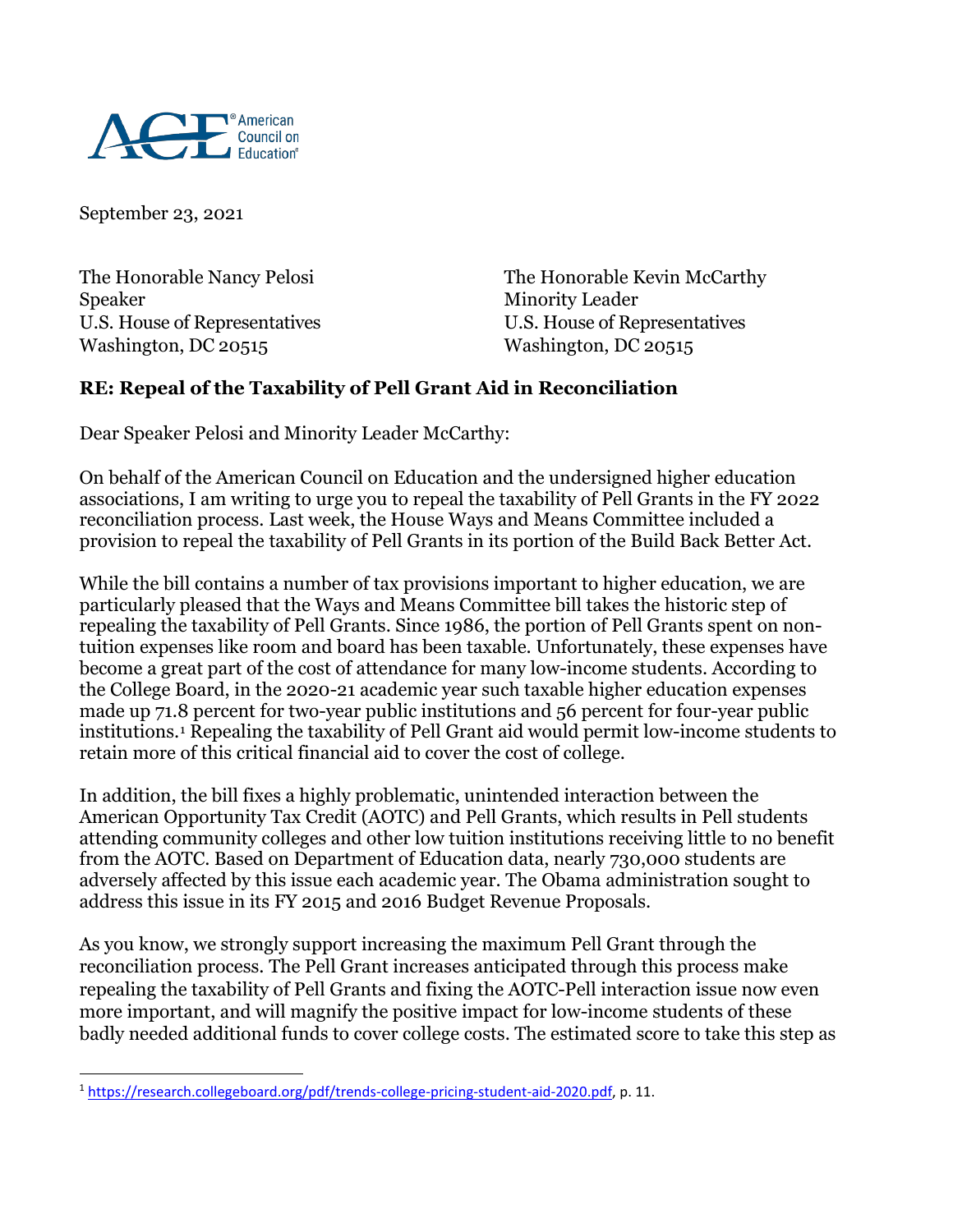American Council on Education

September 23, 2021

The Honorable Nancy Pelosi
Speaker
U.S. House of Representatives
Washington, DC 20515

The Honorable Kevin McCarthy
Minority Leader
U.S. House of Representatives
Washington, DC 20515

**RE: Repeal of the Taxability of Pell Grant Aid in Reconciliation**

Dear Speaker Pelosi and Minority Leader McCarthy:

On behalf of the American Council on Education and the undersigned higher education associations, I am writing to urge you to repeal the taxability of Pell Grants in the FY 2022 reconciliation process. Last week, the House Ways and Means Committee included a provision to repeal the taxability of Pell Grants in its portion of the Build Back Better Act.

While the bill contains a number of tax provisions important to higher education, we are particularly pleased that the Ways and Means Committee bill takes the historic step of repealing the taxability of Pell Grants. Since 1986, the portion of Pell Grants spent on non-tuition expenses like room and board has been taxable. Unfortunately, these expenses have become a great part of the cost of attendance for many low-income students. According to the College Board, in the 2020-21 academic year such taxable higher education expenses made up 71.8 percent for two-year public institutions and 56 percent for four-year public institutions.[1] Repealing the taxability of Pell Grant aid would permit low-income students to retain more of this critical financial aid to cover the cost of college.

In addition, the bill fixes a highly problematic, unintended interaction between the American Opportunity Tax Credit (AOTC) and Pell Grants, which results in Pell students attending community colleges and other low tuition institutions receiving little to no benefit from the AOTC. Based on Department of Education data, nearly 730,000 students are adversely affected by this issue each academic year. The Obama administration sought to address this issue in its FY 2015 and 2016 Budget Revenue Proposals.

As you know, we strongly support increasing the maximum Pell Grant through the reconciliation process. The Pell Grant increases anticipated through this process make repealing the taxability of Pell Grants and fixing the AOTC-Pell interaction issue now even more important, and will magnify the positive impact for low-income students of these badly needed additional funds to cover college costs. The estimated score to take this step as

[1] https://research.collegeboard.org/pdf/trends-college-pricing-student-aid-2020.pdf, p. 11.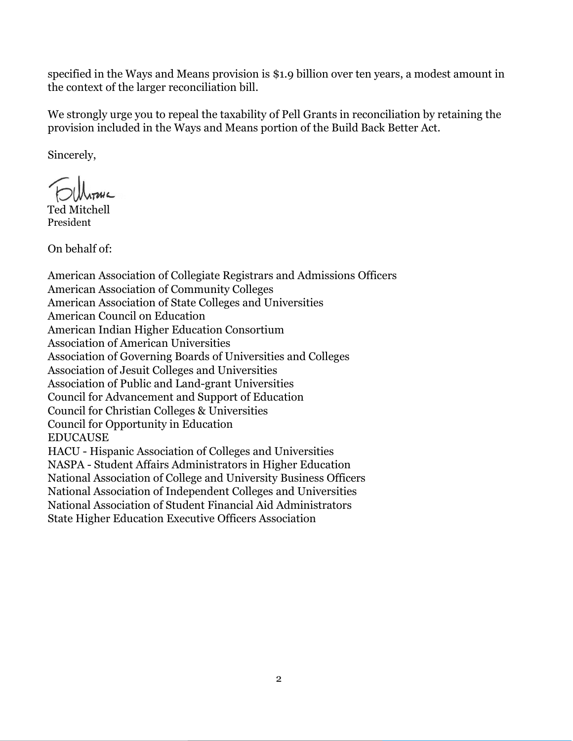specified in the Ways and Means provision is $1.9 billion over ten years, a modest amount in the context of the larger reconciliation bill.

We strongly urge you to repeal the taxability of Pell Grants in reconciliation by retaining the provision included in the Ways and Means portion of the Build Back Better Act.

Sincerely,

Ted Mitchell
President

On behalf of:

American Association of Collegiate Registrars and Admissions Officers
American Association of Community Colleges
American Association of State Colleges and Universities
American Council on Education
American Indian Higher Education Consortium
Association of American Universities
Association of Governing Boards of Universities and Colleges
Association of Jesuit Colleges and Universities
Association of Public and Land-grant Universities
Council for Advancement and Support of Education
Council for Christian Colleges & Universities
Council for Opportunity in Education
EDUCAUSE
HACU - Hispanic Association of Colleges and Universities
NASPA - Student Affairs Administrators in Higher Education
National Association of College and University Business Officers
National Association of Independent Colleges and Universities
National Association of Student Financial Aid Administrators
State Higher Education Executive Officers Association